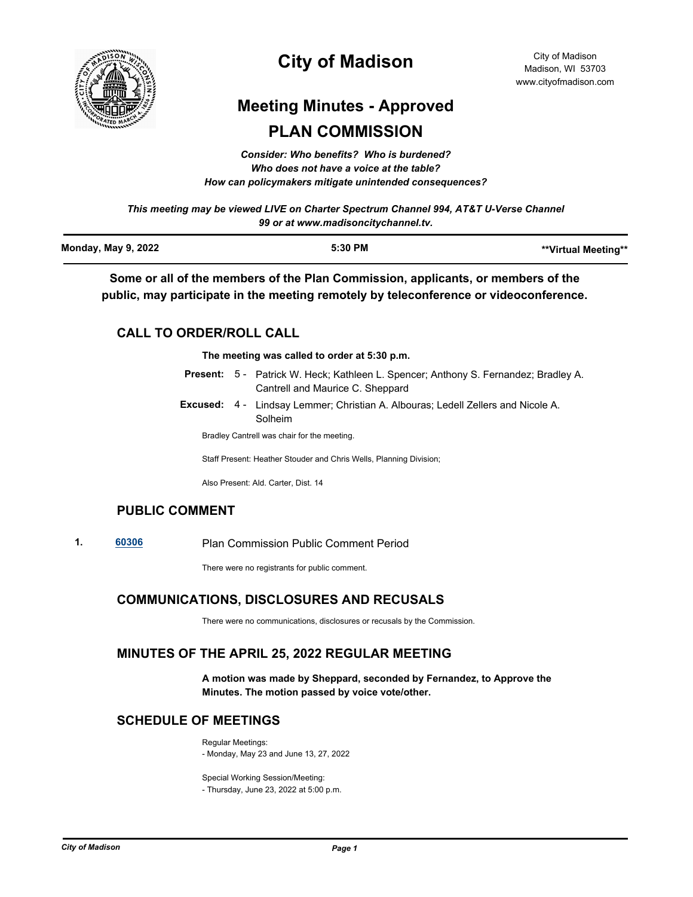# City of Madison

City of Madison
Madison, WI 53703
www.cityofmadison.com

## Meeting Minutes - Approved

## PLAN COMMISSION

***Consider: Who benefits? Who is burdened?***
***Who does not have a voice at the table?***
***How can policymakers mitigate unintended consequences?***

***This meeting may be viewed LIVE on Charter Spectrum Channel 994, AT&T U-Verse Channel 99 or at www.madisoncitychannel.tv.***

**Monday, May 9, 2022** | **5:30 PM** | **\*\*Virtual Meeting\*\***

**Some or all of the members of the Plan Commission, applicants, or members of the public, may participate in the meeting remotely by teleconference or videoconference.**

### CALL TO ORDER/ROLL CALL

**The meeting was called to order at 5:30 p.m.**

**Present:** 5 - Patrick W. Heck; Kathleen L. Spencer; Anthony S. Fernandez; Bradley A. Cantrell and Maurice C. Sheppard

**Excused:** 4 - Lindsay Lemmer; Christian A. Albouras; Ledell Zellers and Nicole A. Solheim

Bradley Cantrell was chair for the meeting.

Staff Present: Heather Stouder and Chris Wells, Planning Division;

Also Present: Ald. Carter, Dist. 14

### PUBLIC COMMENT

**1.** **60306** Plan Commission Public Comment Period

There were no registrants for public comment.

### COMMUNICATIONS, DISCLOSURES AND RECUSALS

There were no communications, disclosures or recusals by the Commission.

### MINUTES OF THE APRIL 25, 2022 REGULAR MEETING

**A motion was made by Sheppard, seconded by Fernandez, to Approve the Minutes. The motion passed by voice vote/other.**

### SCHEDULE OF MEETINGS

Regular Meetings:
- Monday, May 23 and June 13, 27, 2022

Special Working Session/Meeting:
- Thursday, June 23, 2022 at 5:00 p.m.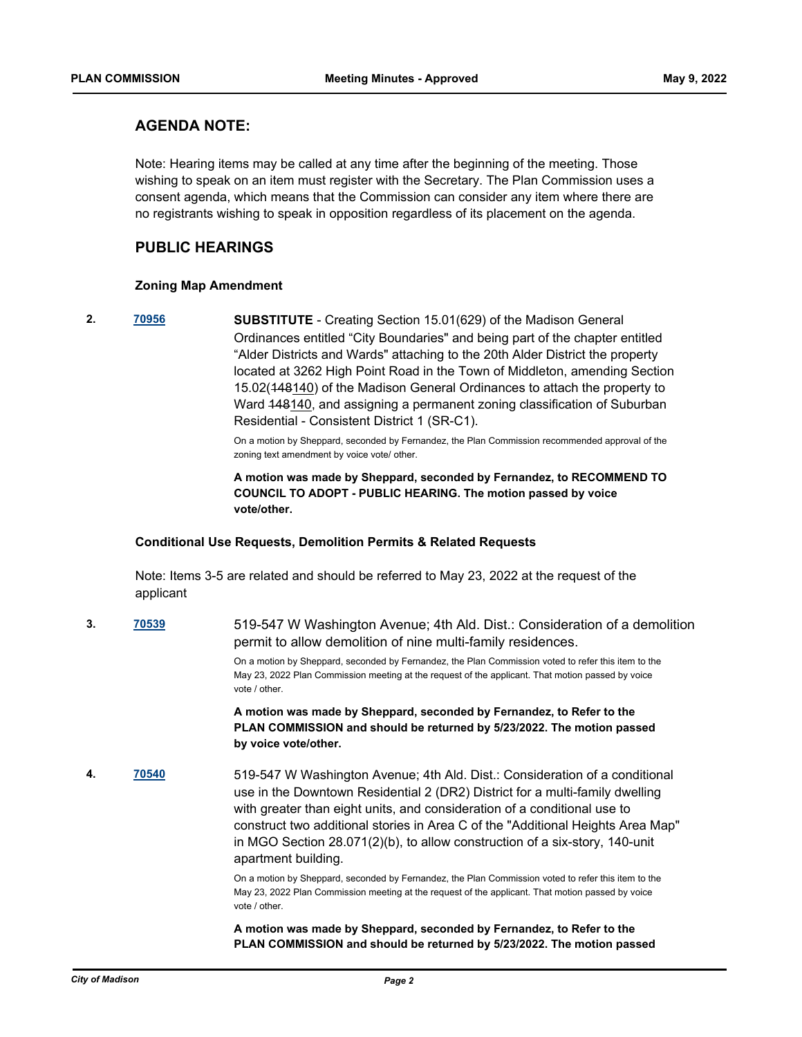## AGENDA NOTE:

Note: Hearing items may be called at any time after the beginning of the meeting. Those wishing to speak on an item must register with the Secretary. The Plan Commission uses a consent agenda, which means that the Commission can consider any item where there are no registrants wishing to speak in opposition regardless of its placement on the agenda.

## PUBLIC HEARINGS

### Zoning Map Amendment

**2.** **70956** **SUBSTITUTE** - Creating Section 15.01(629) of the Madison General Ordinances entitled "City Boundaries" and being part of the chapter entitled "Alder Districts and Wards" attaching to the 20th Alder District the property located at 3262 High Point Road in the Town of Middleton, amending Section 15.02(~~148~~140) of the Madison General Ordinances to attach the property to Ward ~~148~~140, and assigning a permanent zoning classification of Suburban Residential - Consistent District 1 (SR-C1).

On a motion by Sheppard, seconded by Fernandez, the Plan Commission recommended approval of the zoning text amendment by voice vote/ other.

**A motion was made by Sheppard, seconded by Fernandez, to RECOMMEND TO COUNCIL TO ADOPT - PUBLIC HEARING. The motion passed by voice vote/other.**

### Conditional Use Requests, Demolition Permits & Related Requests

Note: Items 3-5 are related and should be referred to May 23, 2022 at the request of the applicant

**3.** **70539** 519-547 W Washington Avenue; 4th Ald. Dist.: Consideration of a demolition permit to allow demolition of nine multi-family residences.

On a motion by Sheppard, seconded by Fernandez, the Plan Commission voted to refer this item to the May 23, 2022 Plan Commission meeting at the request of the applicant. That motion passed by voice vote / other.

**A motion was made by Sheppard, seconded by Fernandez, to Refer to the PLAN COMMISSION and should be returned by 5/23/2022. The motion passed by voice vote/other.**

**4.** **70540** 519-547 W Washington Avenue; 4th Ald. Dist.: Consideration of a conditional use in the Downtown Residential 2 (DR2) District for a multi-family dwelling with greater than eight units, and consideration of a conditional use to construct two additional stories in Area C of the "Additional Heights Area Map" in MGO Section 28.071(2)(b), to allow construction of a six-story, 140-unit apartment building.

On a motion by Sheppard, seconded by Fernandez, the Plan Commission voted to refer this item to the May 23, 2022 Plan Commission meeting at the request of the applicant. That motion passed by voice vote / other.

**A motion was made by Sheppard, seconded by Fernandez, to Refer to the PLAN COMMISSION and should be returned by 5/23/2022. The motion passed**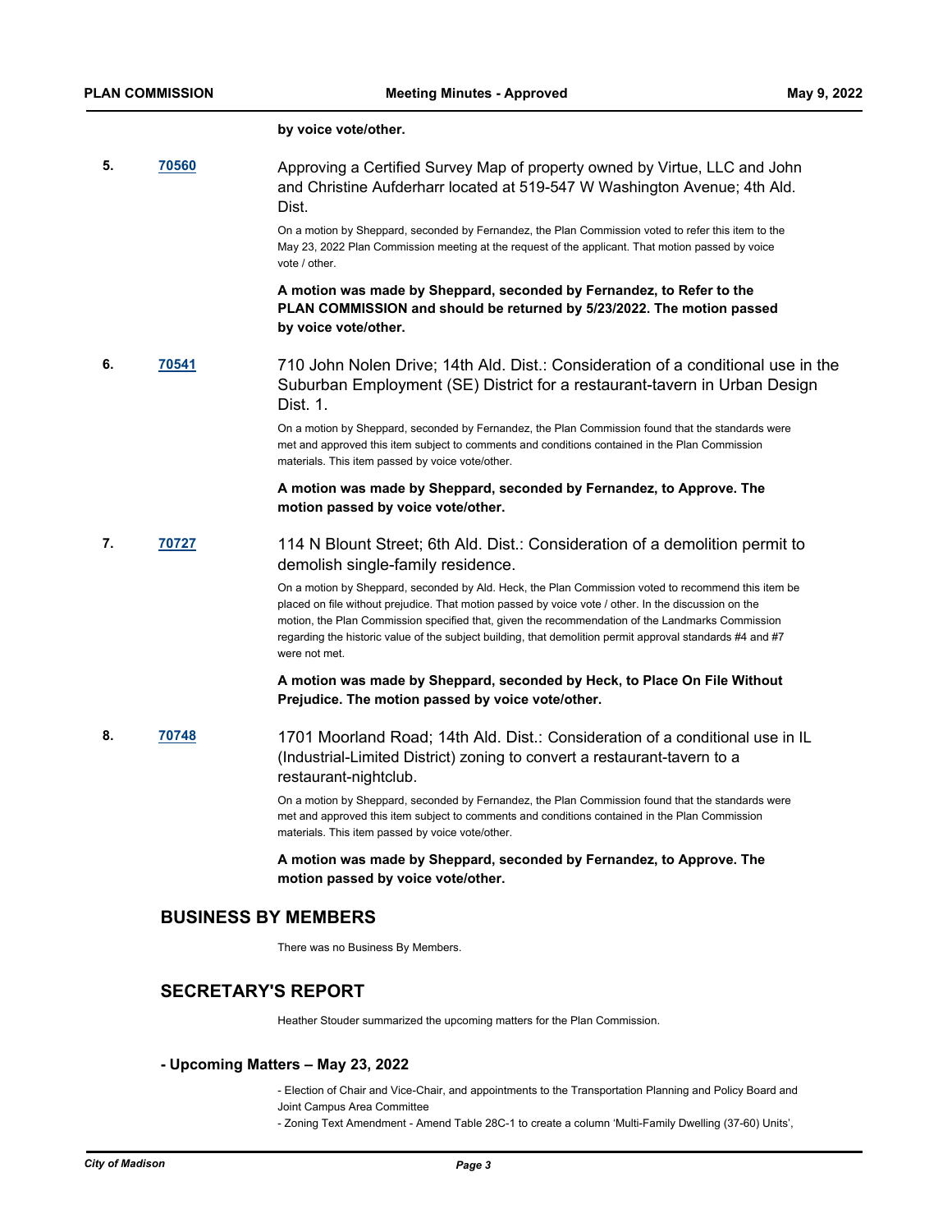**by voice vote/other.**

5. **70560** Approving a Certified Survey Map of property owned by Virtue, LLC and John and Christine Aufderharr located at 519-547 W Washington Avenue; 4th Ald. Dist.

On a motion by Sheppard, seconded by Fernandez, the Plan Commission voted to refer this item to the May 23, 2022 Plan Commission meeting at the request of the applicant. That motion passed by voice vote / other.

**A motion was made by Sheppard, seconded by Fernandez, to Refer to the PLAN COMMISSION and should be returned by 5/23/2022. The motion passed by voice vote/other.**

6. **70541** 710 John Nolen Drive; 14th Ald. Dist.: Consideration of a conditional use in the Suburban Employment (SE) District for a restaurant-tavern in Urban Design Dist. 1.

On a motion by Sheppard, seconded by Fernandez, the Plan Commission found that the standards were met and approved this item subject to comments and conditions contained in the Plan Commission materials. This item passed by voice vote/other.

**A motion was made by Sheppard, seconded by Fernandez, to Approve. The motion passed by voice vote/other.**

7. **70727** 114 N Blount Street; 6th Ald. Dist.: Consideration of a demolition permit to demolish single-family residence.

On a motion by Sheppard, seconded by Ald. Heck, the Plan Commission voted to recommend this item be placed on file without prejudice. That motion passed by voice vote / other. In the discussion on the motion, the Plan Commission specified that, given the recommendation of the Landmarks Commission regarding the historic value of the subject building, that demolition permit approval standards #4 and #7 were not met.

**A motion was made by Sheppard, seconded by Heck, to Place On File Without Prejudice. The motion passed by voice vote/other.**

8. **70748** 1701 Moorland Road; 14th Ald. Dist.: Consideration of a conditional use in IL (Industrial-Limited District) zoning to convert a restaurant-tavern to a restaurant-nightclub.

On a motion by Sheppard, seconded by Fernandez, the Plan Commission found that the standards were met and approved this item subject to comments and conditions contained in the Plan Commission materials. This item passed by voice vote/other.

**A motion was made by Sheppard, seconded by Fernandez, to Approve. The motion passed by voice vote/other.**

## BUSINESS BY MEMBERS

There was no Business By Members.

## SECRETARY'S REPORT

Heather Stouder summarized the upcoming matters for the Plan Commission.

### - Upcoming Matters – May 23, 2022

- Election of Chair and Vice-Chair, and appointments to the Transportation Planning and Policy Board and Joint Campus Area Committee
- Zoning Text Amendment - Amend Table 28C-1 to create a column 'Multi-Family Dwelling (37-60) Units',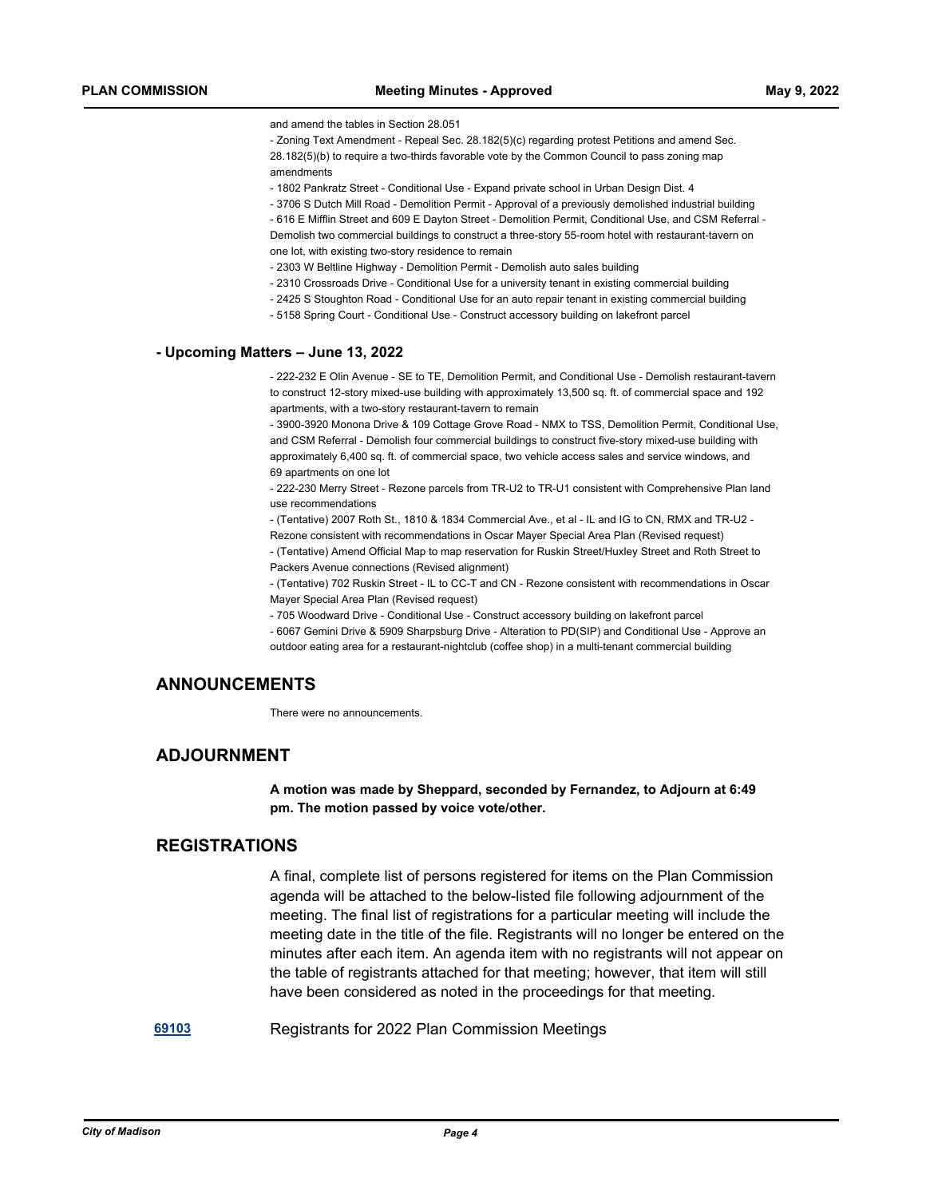and amend the tables in Section 28.051

- Zoning Text Amendment - Repeal Sec. 28.182(5)(c) regarding protest Petitions and amend Sec. 28.182(5)(b) to require a two-thirds favorable vote by the Common Council to pass zoning map amendments
- 1802 Pankratz Street - Conditional Use - Expand private school in Urban Design Dist. 4
- 3706 S Dutch Mill Road - Demolition Permit - Approval of a previously demolished industrial building
- 616 E Mifflin Street and 609 E Dayton Street - Demolition Permit, Conditional Use, and CSM Referral - Demolish two commercial buildings to construct a three-story 55-room hotel with restaurant-tavern on one lot, with existing two-story residence to remain
- 2303 W Beltline Highway - Demolition Permit - Demolish auto sales building
- 2310 Crossroads Drive - Conditional Use for a university tenant in existing commercial building
- 2425 S Stoughton Road - Conditional Use for an auto repair tenant in existing commercial building
- 5158 Spring Court - Conditional Use - Construct accessory building on lakefront parcel

### - Upcoming Matters – June 13, 2022

- 222-232 E Olin Avenue - SE to TE, Demolition Permit, and Conditional Use - Demolish restaurant-tavern to construct 12-story mixed-use building with approximately 13,500 sq. ft. of commercial space and 192 apartments, with a two-story restaurant-tavern to remain
- 3900-3920 Monona Drive & 109 Cottage Grove Road - NMX to TSS, Demolition Permit, Conditional Use, and CSM Referral - Demolish four commercial buildings to construct five-story mixed-use building with approximately 6,400 sq. ft. of commercial space, two vehicle access sales and service windows, and 69 apartments on one lot
- 222-230 Merry Street - Rezone parcels from TR-U2 to TR-U1 consistent with Comprehensive Plan land use recommendations
- (Tentative) 2007 Roth St., 1810 & 1834 Commercial Ave., et al - IL and IG to CN, RMX and TR-U2 - Rezone consistent with recommendations in Oscar Mayer Special Area Plan (Revised request)
- (Tentative) Amend Official Map to map reservation for Ruskin Street/Huxley Street and Roth Street to Packers Avenue connections (Revised alignment)
- (Tentative) 702 Ruskin Street - IL to CC-T and CN - Rezone consistent with recommendations in Oscar Mayer Special Area Plan (Revised request)
- 705 Woodward Drive - Conditional Use - Construct accessory building on lakefront parcel
- 6067 Gemini Drive & 5909 Sharpsburg Drive - Alteration to PD(SIP) and Conditional Use - Approve an outdoor eating area for a restaurant-nightclub (coffee shop) in a multi-tenant commercial building

## ANNOUNCEMENTS

There were no announcements.

## ADJOURNMENT

**A motion was made by Sheppard, seconded by Fernandez, to Adjourn at 6:49 pm. The motion passed by voice vote/other.**

## REGISTRATIONS

A final, complete list of persons registered for items on the Plan Commission agenda will be attached to the below-listed file following adjournment of the meeting. The final list of registrations for a particular meeting will include the meeting date in the title of the file. Registrants will no longer be entered on the minutes after each item. An agenda item with no registrants will not appear on the table of registrants attached for that meeting; however, that item will still have been considered as noted in the proceedings for that meeting.

**69103** Registrants for 2022 Plan Commission Meetings